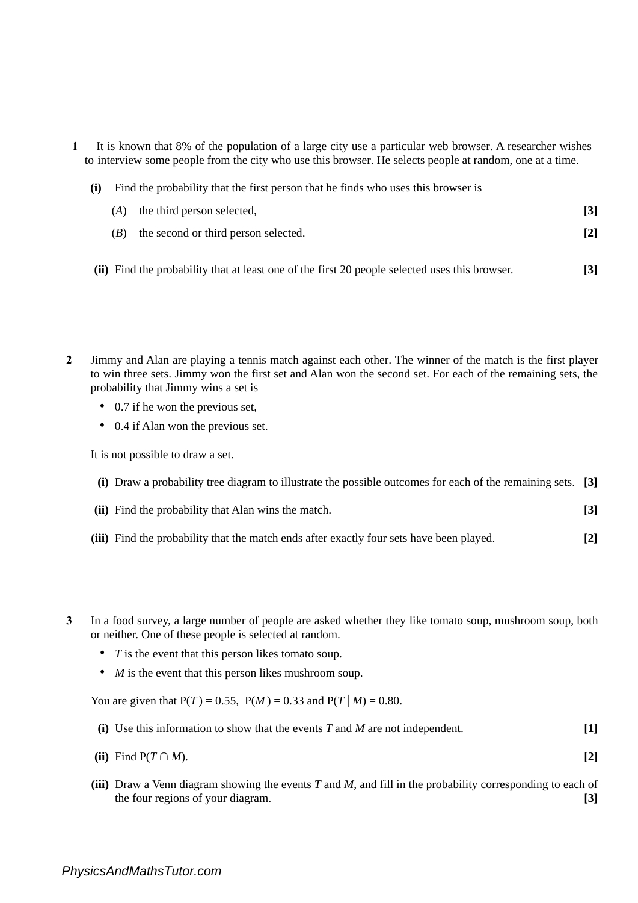**1** It is known that 8% of the population of a large city use a particular web browser. A researcher wishes to interview some people from the city who use this browser. He selects people at random, one at a time.

**(i)** Find the probability that the first person that he finds who uses this browser is

($A$) the third person selected, **[3]**

($B$) the second or third person selected. **[2]**

**(ii)** Find the probability that at least one of the first 20 people selected uses this browser. **[3]**

**2** Jimmy and Alan are playing a tennis match against each other. The winner of the match is the first player to win three sets. Jimmy won the first set and Alan won the second set. For each of the remaining sets, the probability that Jimmy wins a set is

- 0.7 if he won the previous set,
- 0.4 if Alan won the previous set.

It is not possible to draw a set.

**(i)** Draw a probability tree diagram to illustrate the possible outcomes for each of the remaining sets. **[3]**

**(ii)** Find the probability that Alan wins the match. **[3]**

**(iii)** Find the probability that the match ends after exactly four sets have been played. **[2]**

**3** In a food survey, a large number of people are asked whether they like tomato soup, mushroom soup, both or neither. One of these people is selected at random.

- $T$ is the event that this person likes tomato soup.
- $M$ is the event that this person likes mushroom soup.

You are given that $\mathrm{P}(T) = 0.55$, $\mathrm{P}(M) = 0.33$ and $\mathrm{P}(T \mid M) = 0.80$.

**(i)** Use this information to show that the events $T$ and $M$ are not independent. **[1]**

**(ii)** Find $\mathrm{P}(T \cap M)$. **[2]**

**(iii)** Draw a Venn diagram showing the events $T$ and $M$, and fill in the probability corresponding to each of the four regions of your diagram. **[3]**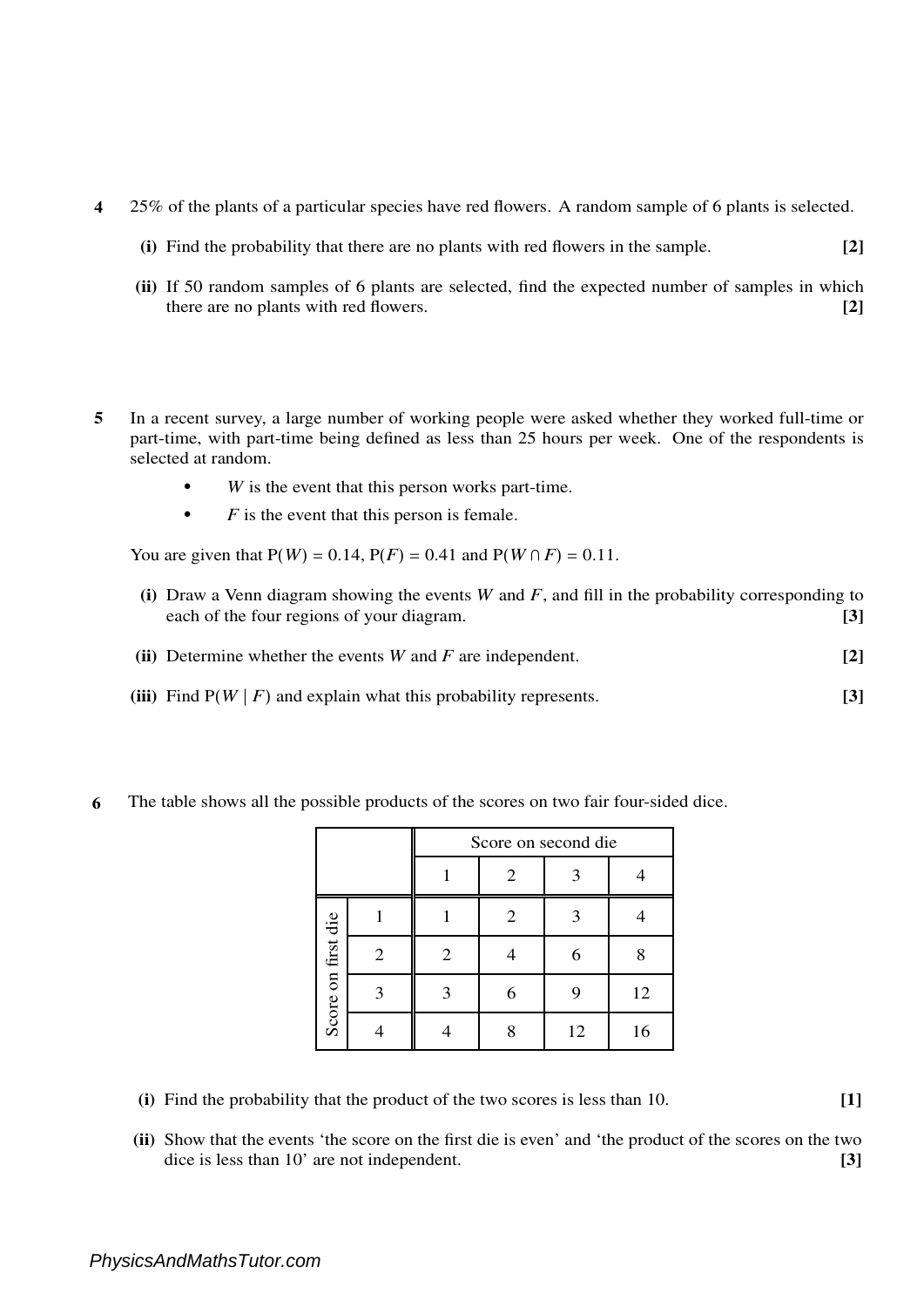**4** 25% of the plants of a particular species have red flowers. A random sample of 6 plants is selected.

**(i)** Find the probability that there are no plants with red flowers in the sample. **[2]**

**(ii)** If 50 random samples of 6 plants are selected, find the expected number of samples in which there are no plants with red flowers. **[2]**

**5** In a recent survey, a large number of working people were asked whether they worked full-time or part-time, with part-time being defined as less than 25 hours per week. One of the respondents is selected at random.

- $W$ is the event that this person works part-time.
- $F$ is the event that this person is female.

You are given that $\mathrm{P}(W) = 0.14$, $\mathrm{P}(F) = 0.41$ and $\mathrm{P}(W \cap F) = 0.11$.

**(i)** Draw a Venn diagram showing the events $W$ and $F$, and fill in the probability corresponding to each of the four regions of your diagram. **[3]**

**(ii)** Determine whether the events $W$ and $F$ are independent. **[2]**

**(iii)** Find $\mathrm{P}(W \mid F)$ and explain what this probability represents. **[3]**

**6** The table shows all the possible products of the scores on two fair four-sided dice.

| | | Score on second die | | | |
|---|---|---|---|---|---|
| | | 1 | 2 | 3 | 4 |
| Score on first die | 1 | 1 | 2 | 3 | 4 |
| | 2 | 2 | 4 | 6 | 8 |
| | 3 | 3 | 6 | 9 | 12 |
| | 4 | 4 | 8 | 12 | 16 |

**(i)** Find the probability that the product of the two scores is less than 10. **[1]**

**(ii)** Show that the events 'the score on the first die is even' and 'the product of the scores on the two dice is less than 10' are not independent. **[3]**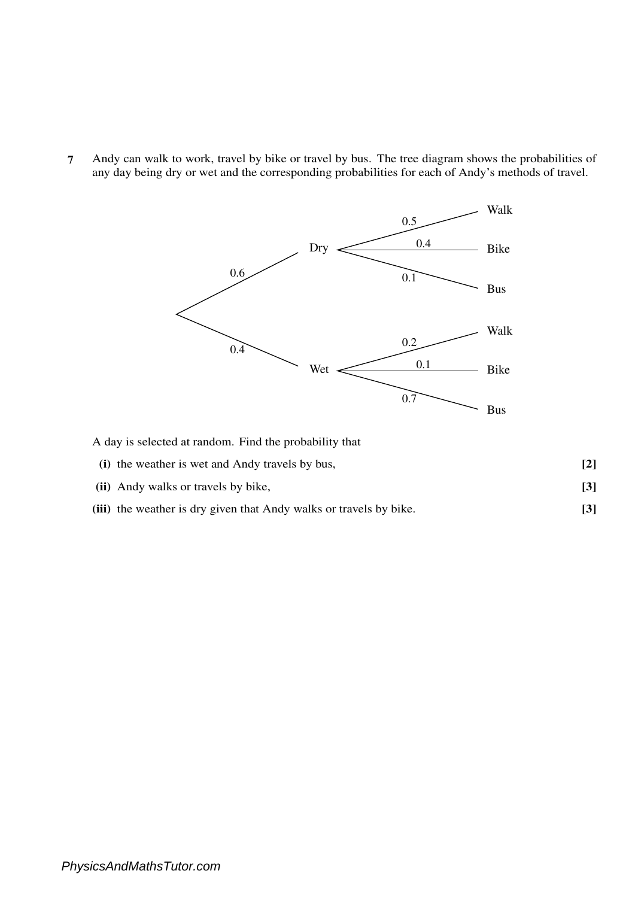**7** Andy can walk to work, travel by bike or travel by bus. The tree diagram shows the probabilities of any day being dry or wet and the corresponding probabilities for each of Andy's methods of travel.

Dry
0.6
0.5
Walk
0.4
Bike
0.1
Bus

Wet
0.4
0.2
Walk
0.1
Bike
0.7
Bus

A day is selected at random. Find the probability that

**(i)** the weather is wet and Andy travels by bus, **[2]**

**(ii)** Andy walks or travels by bike, **[3]**

**(iii)** the weather is dry given that Andy walks or travels by bike. **[3]**